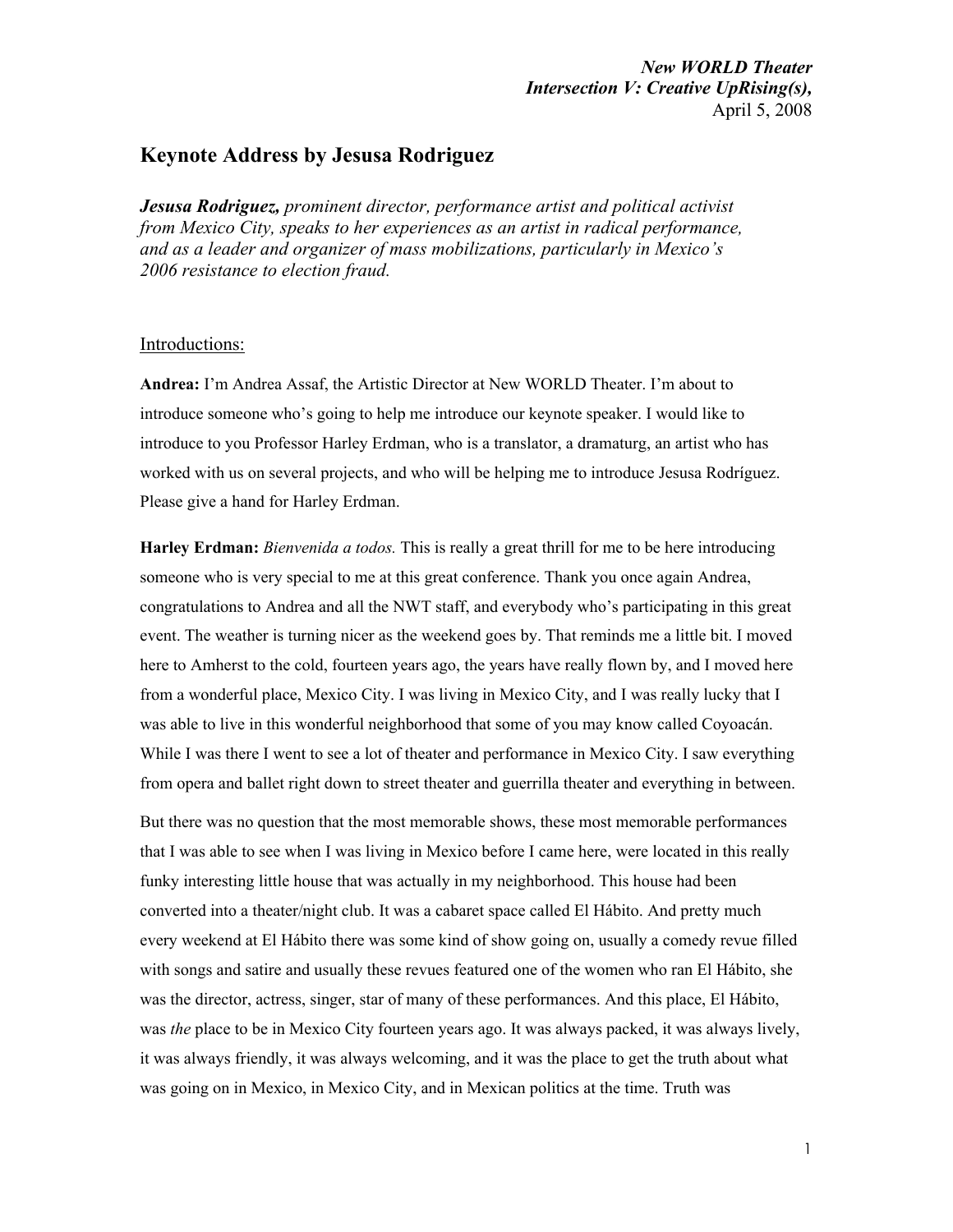*New WORLD Theater*
*Intersection V: Creative UpRising(s),*
April 5, 2008

# Keynote Address by Jesusa Rodriguez

***Jesusa Rodriguez,*** *prominent director, performance artist and political activist from Mexico City, speaks to her experiences as an artist in radical performance, and as a leader and organizer of mass mobilizations, particularly in Mexico's 2006 resistance to election fraud.*

## Introductions:

**Andrea:** I'm Andrea Assaf, the Artistic Director at New WORLD Theater. I'm about to introduce someone who's going to help me introduce our keynote speaker. I would like to introduce to you Professor Harley Erdman, who is a translator, a dramaturg, an artist who has worked with us on several projects, and who will be helping me to introduce Jesusa Rodríguez. Please give a hand for Harley Erdman.

**Harley Erdman:** *Bienvenida a todos.* This is really a great thrill for me to be here introducing someone who is very special to me at this great conference. Thank you once again Andrea, congratulations to Andrea and all the NWT staff, and everybody who's participating in this great event. The weather is turning nicer as the weekend goes by. That reminds me a little bit. I moved here to Amherst to the cold, fourteen years ago, the years have really flown by, and I moved here from a wonderful place, Mexico City. I was living in Mexico City, and I was really lucky that I was able to live in this wonderful neighborhood that some of you may know called Coyoacán. While I was there I went to see a lot of theater and performance in Mexico City. I saw everything from opera and ballet right down to street theater and guerrilla theater and everything in between.

But there was no question that the most memorable shows, these most memorable performances that I was able to see when I was living in Mexico before I came here, were located in this really funky interesting little house that was actually in my neighborhood. This house had been converted into a theater/night club. It was a cabaret space called El Hábito. And pretty much every weekend at El Hábito there was some kind of show going on, usually a comedy revue filled with songs and satire and usually these revues featured one of the women who ran El Hábito, she was the director, actress, singer, star of many of these performances. And this place, El Hábito, was *the* place to be in Mexico City fourteen years ago. It was always packed, it was always lively, it was always friendly, it was always welcoming, and it was the place to get the truth about what was going on in Mexico, in Mexico City, and in Mexican politics at the time. Truth was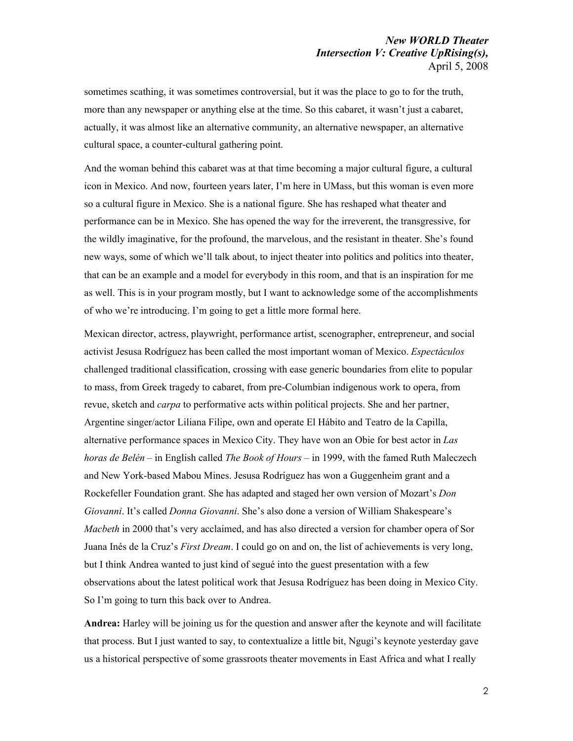sometimes scathing, it was sometimes controversial, but it was the place to go to for the truth, more than any newspaper or anything else at the time. So this cabaret, it wasn't just a cabaret, actually, it was almost like an alternative community, an alternative newspaper, an alternative cultural space, a counter-cultural gathering point.

And the woman behind this cabaret was at that time becoming a major cultural figure, a cultural icon in Mexico. And now, fourteen years later, I'm here in UMass, but this woman is even more so a cultural figure in Mexico. She is a national figure. She has reshaped what theater and performance can be in Mexico. She has opened the way for the irreverent, the transgressive, for the wildly imaginative, for the profound, the marvelous, and the resistant in theater. She's found new ways, some of which we'll talk about, to inject theater into politics and politics into theater, that can be an example and a model for everybody in this room, and that is an inspiration for me as well. This is in your program mostly, but I want to acknowledge some of the accomplishments of who we're introducing. I'm going to get a little more formal here.

Mexican director, actress, playwright, performance artist, scenographer, entrepreneur, and social activist Jesusa Rodríguez has been called the most important woman of Mexico. *Espectáculos* challenged traditional classification, crossing with ease generic boundaries from elite to popular to mass, from Greek tragedy to cabaret, from pre-Columbian indigenous work to opera, from revue, sketch and *carpa* to performative acts within political projects. She and her partner, Argentine singer/actor Liliana Filipe, own and operate El Hábito and Teatro de la Capilla, alternative performance spaces in Mexico City. They have won an Obie for best actor in *Las horas de Belén* – in English called *The Book of Hours* – in 1999, with the famed Ruth Maleczech and New York-based Mabou Mines. Jesusa Rodríguez has won a Guggenheim grant and a Rockefeller Foundation grant. She has adapted and staged her own version of Mozart's *Don Giovanni*. It's called *Donna Giovanni*. She's also done a version of William Shakespeare's *Macbeth* in 2000 that's very acclaimed, and has also directed a version for chamber opera of Sor Juana Inés de la Cruz's *First Dream*. I could go on and on, the list of achievements is very long, but I think Andrea wanted to just kind of segué into the guest presentation with a few observations about the latest political work that Jesusa Rodríguez has been doing in Mexico City. So I'm going to turn this back over to Andrea.

**Andrea:** Harley will be joining us for the question and answer after the keynote and will facilitate that process. But I just wanted to say, to contextualize a little bit, Ngugi's keynote yesterday gave us a historical perspective of some grassroots theater movements in East Africa and what I really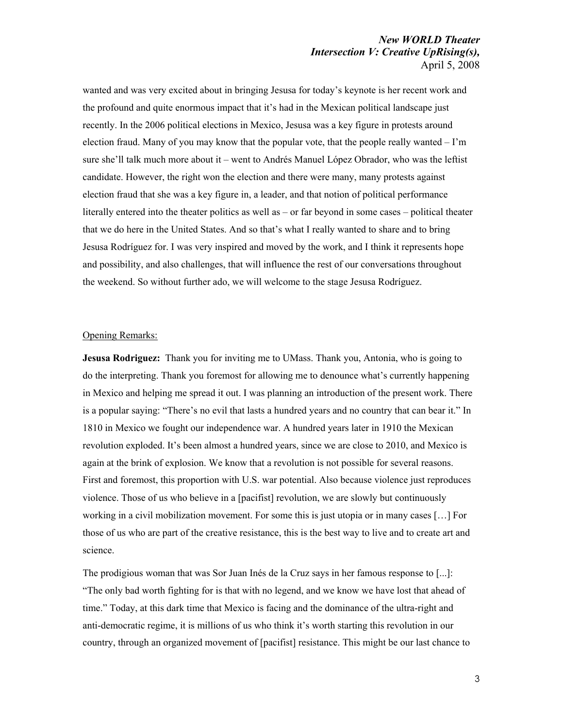wanted and was very excited about in bringing Jesusa for today's keynote is her recent work and the profound and quite enormous impact that it's had in the Mexican political landscape just recently. In the 2006 political elections in Mexico, Jesusa was a key figure in protests around election fraud. Many of you may know that the popular vote, that the people really wanted – I'm sure she'll talk much more about it – went to Andrés Manuel López Obrador, who was the leftist candidate. However, the right won the election and there were many, many protests against election fraud that she was a key figure in, a leader, and that notion of political performance literally entered into the theater politics as well as – or far beyond in some cases – political theater that we do here in the United States. And so that's what I really wanted to share and to bring Jesusa Rodríguez for. I was very inspired and moved by the work, and I think it represents hope and possibility, and also challenges, that will influence the rest of our conversations throughout the weekend. So without further ado, we will welcome to the stage Jesusa Rodríguez.

<u>Opening Remarks:</u>

**Jesusa Rodriguez:** Thank you for inviting me to UMass. Thank you, Antonia, who is going to do the interpreting. Thank you foremost for allowing me to denounce what's currently happening in Mexico and helping me spread it out. I was planning an introduction of the present work. There is a popular saying: "There's no evil that lasts a hundred years and no country that can bear it." In 1810 in Mexico we fought our independence war. A hundred years later in 1910 the Mexican revolution exploded. It's been almost a hundred years, since we are close to 2010, and Mexico is again at the brink of explosion. We know that a revolution is not possible for several reasons. First and foremost, this proportion with U.S. war potential. Also because violence just reproduces violence. Those of us who believe in a [pacifist] revolution, we are slowly but continuously working in a civil mobilization movement. For some this is just utopia or in many cases […] For those of us who are part of the creative resistance, this is the best way to live and to create art and science.

The prodigious woman that was Sor Juan Inés de la Cruz says in her famous response to [...]: "The only bad worth fighting for is that with no legend, and we know we have lost that ahead of time." Today, at this dark time that Mexico is facing and the dominance of the ultra-right and anti-democratic regime, it is millions of us who think it's worth starting this revolution in our country, through an organized movement of [pacifist] resistance. This might be our last chance to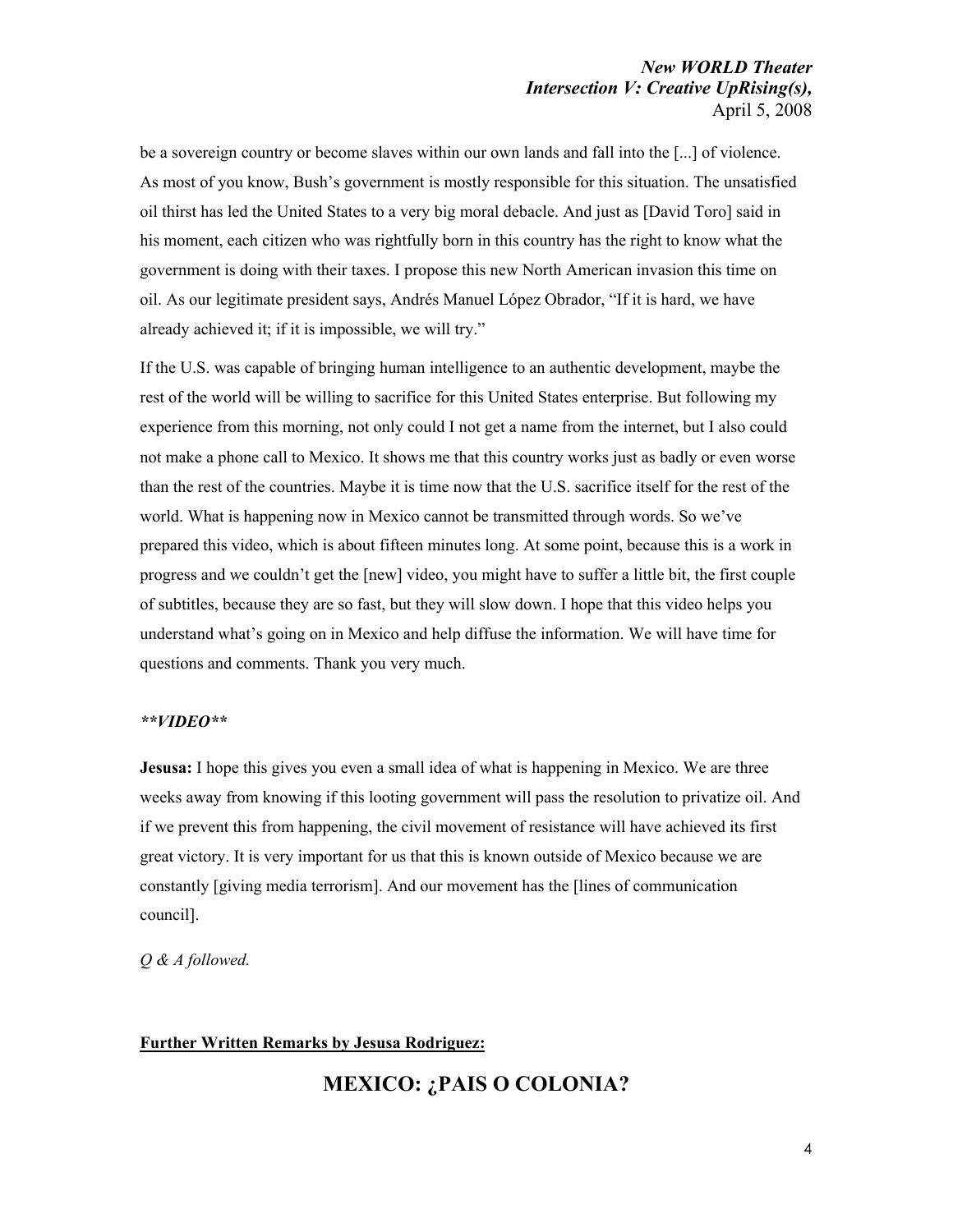be a sovereign country or become slaves within our own lands and fall into the [...] of violence. As most of you know, Bush's government is mostly responsible for this situation. The unsatisfied oil thirst has led the United States to a very big moral debacle. And just as [David Toro] said in his moment, each citizen who was rightfully born in this country has the right to know what the government is doing with their taxes. I propose this new North American invasion this time on oil. As our legitimate president says, Andrés Manuel López Obrador, "If it is hard, we have already achieved it; if it is impossible, we will try."

If the U.S. was capable of bringing human intelligence to an authentic development, maybe the rest of the world will be willing to sacrifice for this United States enterprise. But following my experience from this morning, not only could I not get a name from the internet, but I also could not make a phone call to Mexico. It shows me that this country works just as badly or even worse than the rest of the countries. Maybe it is time now that the U.S. sacrifice itself for the rest of the world. What is happening now in Mexico cannot be transmitted through words. So we've prepared this video, which is about fifteen minutes long. At some point, because this is a work in progress and we couldn't get the [new] video, you might have to suffer a little bit, the first couple of subtitles, because they are so fast, but they will slow down. I hope that this video helps you understand what's going on in Mexico and help diffuse the information. We will have time for questions and comments. Thank you very much.

***\*VIDEO\*\****

**Jesusa:** I hope this gives you even a small idea of what is happening in Mexico. We are three weeks away from knowing if this looting government will pass the resolution to privatize oil. And if we prevent this from happening, the civil movement of resistance will have achieved its first great victory. It is very important for us that this is known outside of Mexico because we are constantly [giving media terrorism]. And our movement has the [lines of communication council].

*Q & A followed.*

**<u>Further Written Remarks by Jesusa Rodriguez:</u>**

## MEXICO: ¿PAIS O COLONIA?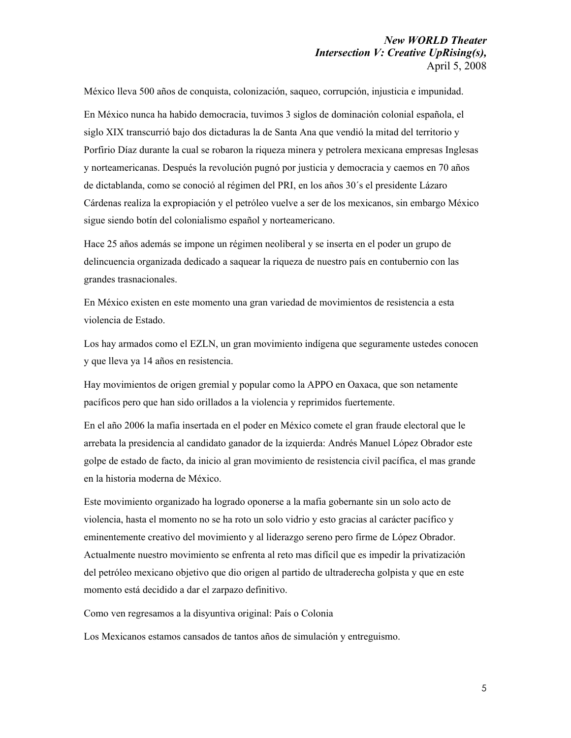México lleva 500 años de conquista, colonización, saqueo, corrupción, injusticia e impunidad.

En México nunca ha habido democracia, tuvimos 3 siglos de dominación colonial española, el siglo XIX transcurrió bajo dos dictaduras la de Santa Ana que vendió la mitad del territorio y Porfirio Díaz durante la cual se robaron la riqueza minera y petrolera mexicana empresas Inglesas y norteamericanas. Después la revolución pugnó por justicia y democracia y caemos en 70 años de dictablanda, como se conoció al régimen del PRI, en los años 30´s el presidente Lázaro Cárdenas realiza la expropiación y el petróleo vuelve a ser de los mexicanos, sin embargo México sigue siendo botín del colonialismo español y norteamericano.

Hace 25 años además se impone un régimen neoliberal y se inserta en el poder un grupo de delincuencia organizada dedicado a saquear la riqueza de nuestro país en contubernio con las grandes trasnacionales.

En México existen en este momento una gran variedad de movimientos de resistencia a esta violencia de Estado.

Los hay armados como el EZLN, un gran movimiento indígena que seguramente ustedes conocen y que lleva ya 14 años en resistencia.

Hay movimientos de origen gremial y popular como la APPO en Oaxaca, que son netamente pacíficos pero que han sido orillados a la violencia y reprimidos fuertemente.

En el año 2006 la mafia insertada en el poder en México comete el gran fraude electoral que le arrebata la presidencia al candidato ganador de la izquierda: Andrés Manuel López Obrador este golpe de estado de facto, da inicio al gran movimiento de resistencia civil pacífica, el mas grande en la historia moderna de México.

Este movimiento organizado ha logrado oponerse a la mafia gobernante sin un solo acto de violencia, hasta el momento no se ha roto un solo vidrio y esto gracias al carácter pacífico y eminentemente creativo del movimiento y al liderazgo sereno pero firme de López Obrador. Actualmente nuestro movimiento se enfrenta al reto mas difícil que es impedir la privatización del petróleo mexicano objetivo que dio origen al partido de ultraderecha golpista y que en este momento está decidido a dar el zarpazo definitivo.

Como ven regresamos a la disyuntiva original: País o Colonia

Los Mexicanos estamos cansados de tantos años de simulación y entreguismo.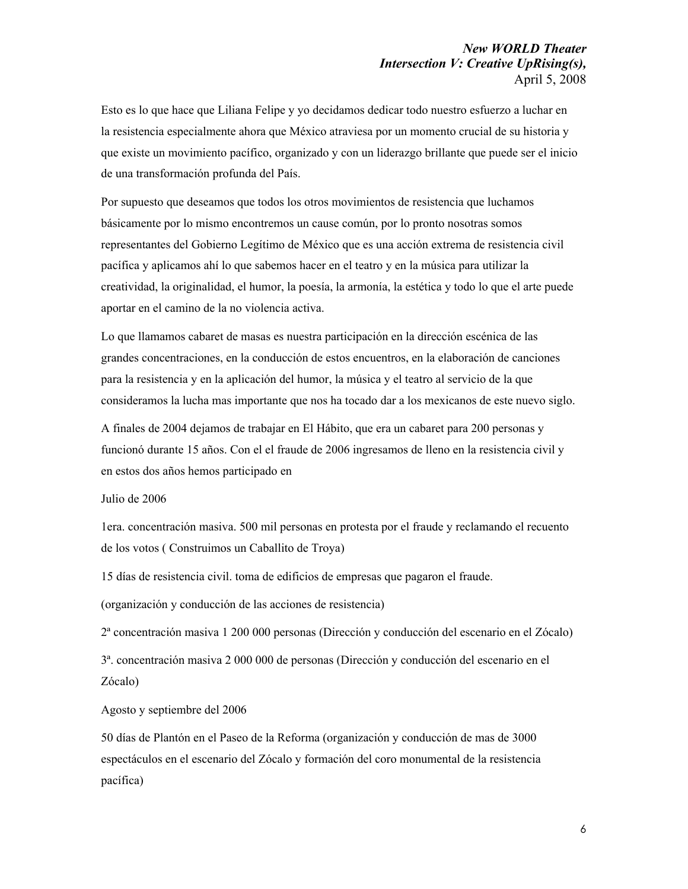Esto es lo que hace que Liliana Felipe y yo decidamos dedicar todo nuestro esfuerzo a luchar en la resistencia especialmente ahora que México atraviesa por un momento crucial de su historia y que existe un movimiento pacífico, organizado y con un liderazgo brillante que puede ser el inicio de una transformación profunda del País.

Por supuesto que deseamos que todos los otros movimientos de resistencia que luchamos básicamente por lo mismo encontremos un cause común, por lo pronto nosotras somos representantes del Gobierno Legítimo de México que es una acción extrema de resistencia civil pacífica y aplicamos ahí lo que sabemos hacer en el teatro y en la música para utilizar la creatividad, la originalidad, el humor, la poesía, la armonía, la estética y todo lo que el arte puede aportar en el camino de la no violencia activa.

Lo que llamamos cabaret de masas es nuestra participación en la dirección escénica de las grandes concentraciones, en la conducción de estos encuentros, en la elaboración de canciones para la resistencia y en la aplicación del humor, la música y el teatro al servicio de la que consideramos la lucha mas importante que nos ha tocado dar a los mexicanos de este nuevo siglo.

A finales de 2004 dejamos de trabajar en El Hábito, que era un cabaret para 200 personas y funcionó durante 15 años. Con el el fraude de 2006 ingresamos de lleno en la resistencia civil y en estos dos años hemos participado en

Julio de 2006

1era. concentración masiva. 500 mil personas en protesta por el fraude y reclamando el recuento de los votos ( Construimos un Caballito de Troya)

15 días de resistencia civil. toma de edificios de empresas que pagaron el fraude.

(organización y conducción de las acciones de resistencia)

2ª concentración masiva 1 200 000 personas (Dirección y conducción del escenario en el Zócalo)

3ª. concentración masiva 2 000 000 de personas (Dirección y conducción del escenario en el Zócalo)

Agosto y septiembre del 2006

50 días de Plantón en el Paseo de la Reforma (organización y conducción de mas de 3000 espectáculos en el escenario del Zócalo y formación del coro monumental de la resistencia pacífica)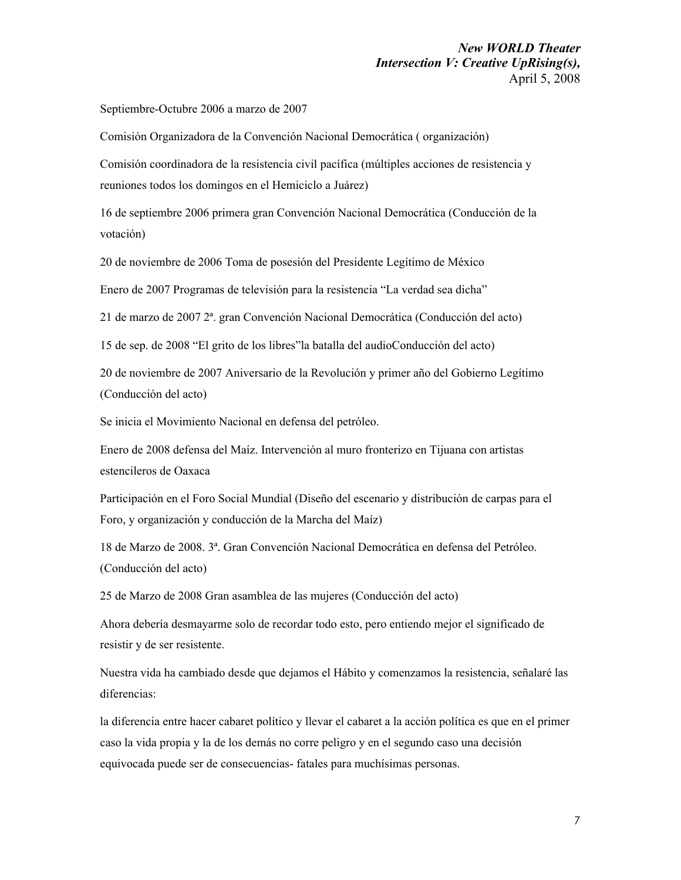Septiembre-Octubre 2006 a marzo de 2007

Comisión Organizadora de la Convención Nacional Democrática ( organización)

Comisión coordinadora de la resistencia civil pacífica (múltiples acciones de resistencia y reuniones todos los domingos en el Hemiciclo a Juárez)

16 de septiembre 2006 primera gran Convención Nacional Democrática (Conducción de la votación)

20 de noviembre de 2006 Toma de posesión del Presidente Legítimo de México

Enero de 2007 Programas de televisión para la resistencia "La verdad sea dicha"

21 de marzo de 2007 2ª. gran Convención Nacional Democrática (Conducción del acto)

15 de sep. de 2008 "El grito de los libres"la batalla del audioConducción del acto)

20 de noviembre de 2007 Aniversario de la Revolución y primer año del Gobierno Legítimo (Conducción del acto)

Se inicia el Movimiento Nacional en defensa del petróleo.

Enero de 2008 defensa del Maíz. Intervención al muro fronterizo en Tijuana con artistas estencileros de Oaxaca

Participación en el Foro Social Mundial (Diseño del escenario y distribución de carpas para el Foro, y organización y conducción de la Marcha del Maíz)

18 de Marzo de 2008. 3ª. Gran Convención Nacional Democrática en defensa del Petróleo. (Conducción del acto)

25 de Marzo de 2008 Gran asamblea de las mujeres (Conducción del acto)

Ahora debería desmayarme solo de recordar todo esto, pero entiendo mejor el significado de resistir y de ser resistente.

Nuestra vida ha cambiado desde que dejamos el Hábito y comenzamos la resistencia, señalaré las diferencias:

la diferencia entre hacer cabaret político y llevar el cabaret a la acción política es que en el primer caso la vida propia y la de los demás no corre peligro y en el segundo caso una decisión equivocada puede ser de consecuencias- fatales para muchísimas personas.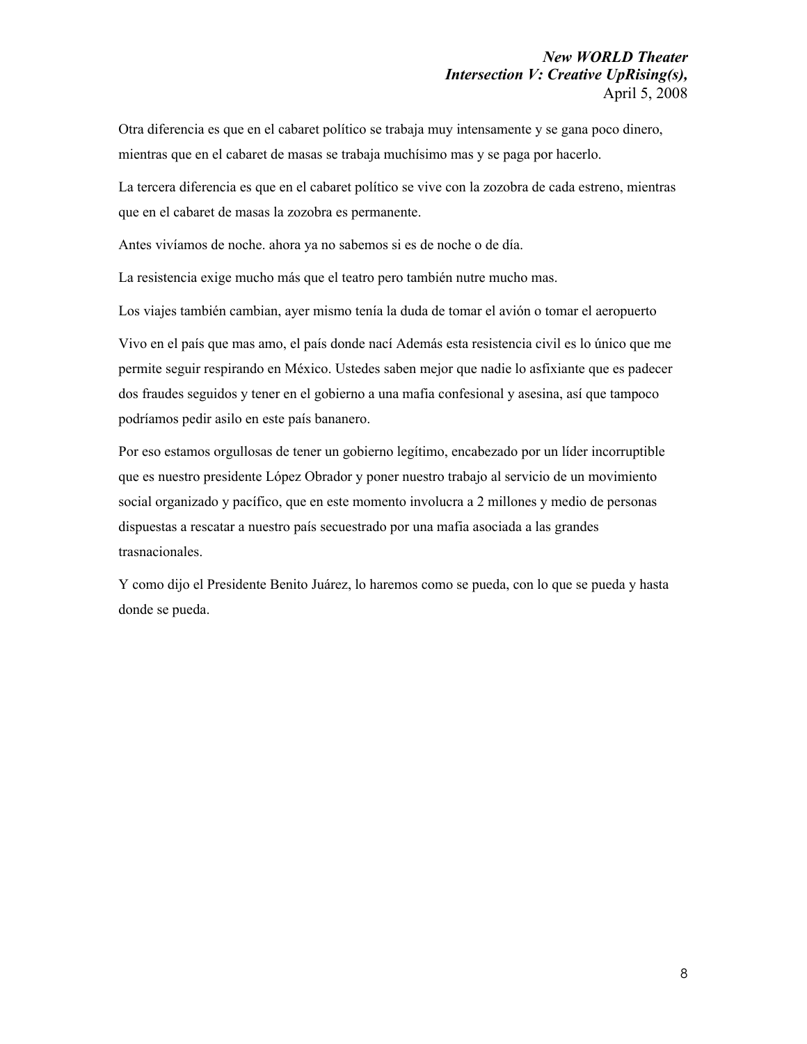Otra diferencia es que en el cabaret político se trabaja muy intensamente y se gana poco dinero, mientras que en el cabaret de masas se trabaja muchísimo mas y se paga por hacerlo.

La tercera diferencia es que en el cabaret político se vive con la zozobra de cada estreno, mientras que en el cabaret de masas la zozobra es permanente.

Antes vivíamos de noche. ahora ya no sabemos si es de noche o de día.

La resistencia exige mucho más que el teatro pero también nutre mucho mas.

Los viajes también cambian, ayer mismo tenía la duda de tomar el avión o tomar el aeropuerto

Vivo en el país que mas amo, el país donde nací Además esta resistencia civil es lo único que me permite seguir respirando en México. Ustedes saben mejor que nadie lo asfixiante que es padecer dos fraudes seguidos y tener en el gobierno a una mafia confesional y asesina, así que tampoco podríamos pedir asilo en este país bananero.

Por eso estamos orgullosas de tener un gobierno legítimo, encabezado por un líder incorruptible que es nuestro presidente López Obrador y poner nuestro trabajo al servicio de un movimiento social organizado y pacífico, que en este momento involucra a 2 millones y medio de personas dispuestas a rescatar a nuestro país secuestrado por una mafia asociada a las grandes trasnacionales.

Y como dijo el Presidente Benito Juárez, lo haremos como se pueda, con lo que se pueda y hasta donde se pueda.